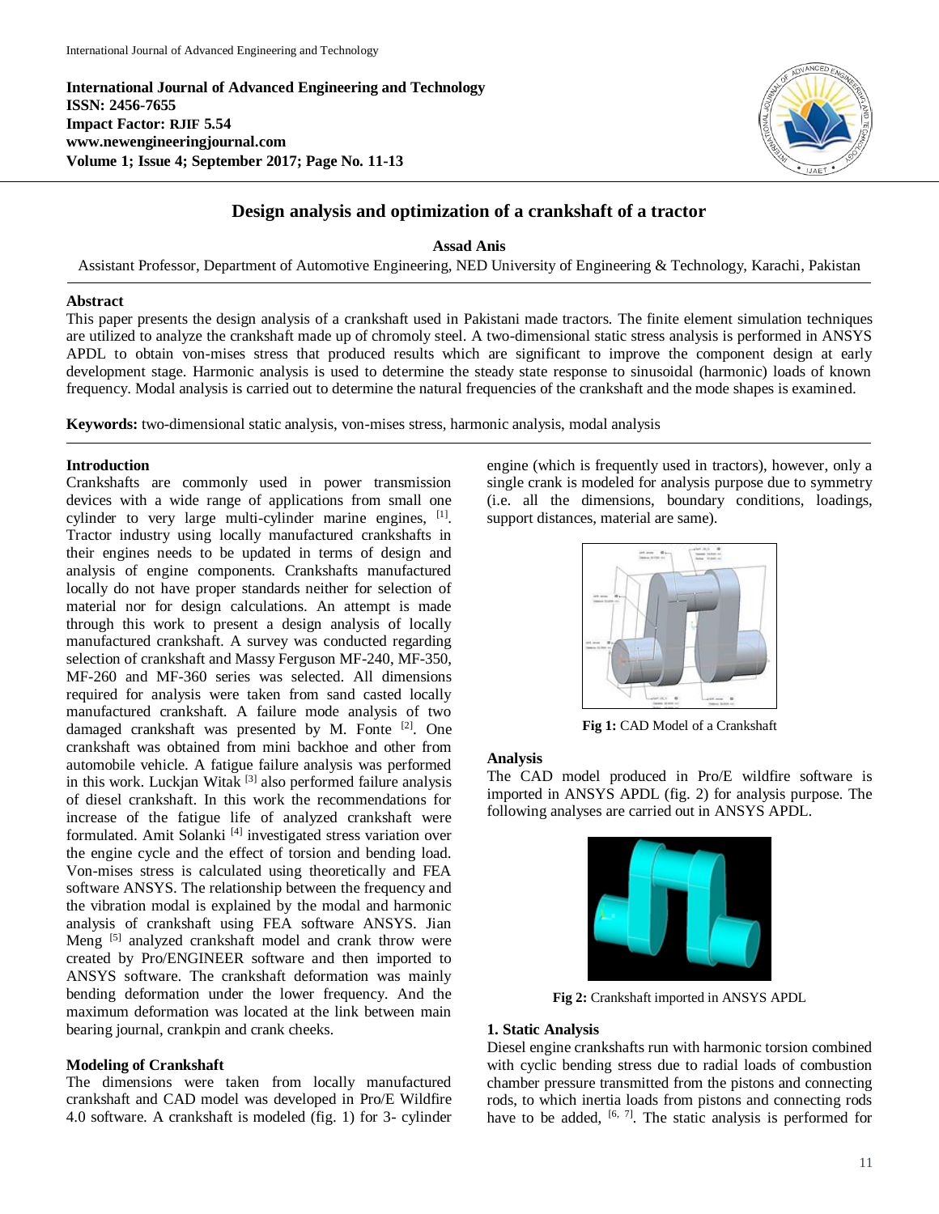International Journal of Advanced Engineering and Technology
ISSN: 2456-7655
Impact Factor: RJIF 5.54
www.newengineeringjournal.com
Volume 1; Issue 4; September 2017; Page No. 11-13

# Design analysis and optimization of a crankshaft of a tractor

**Assad Anis**

Assistant Professor, Department of Automotive Engineering, NED University of Engineering & Technology, Karachi, Pakistan

## Abstract

This paper presents the design analysis of a crankshaft used in Pakistani made tractors. The finite element simulation techniques are utilized to analyze the crankshaft made up of chromoly steel. A two-dimensional static stress analysis is performed in ANSYS APDL to obtain von-mises stress that produced results which are significant to improve the component design at early development stage. Harmonic analysis is used to determine the steady state response to sinusoidal (harmonic) loads of known frequency. Modal analysis is carried out to determine the natural frequencies of the crankshaft and the mode shapes is examined.

**Keywords:** two-dimensional static analysis, von-mises stress, harmonic analysis, modal analysis

## Introduction

Crankshafts are commonly used in power transmission devices with a wide range of applications from small one cylinder to very large multi-cylinder marine engines, [1]. Tractor industry using locally manufactured crankshafts in their engines needs to be updated in terms of design and analysis of engine components. Crankshafts manufactured locally do not have proper standards neither for selection of material nor for design calculations. An attempt is made through this work to present a design analysis of locally manufactured crankshaft. A survey was conducted regarding selection of crankshaft and Massy Ferguson MF-240, MF-350, MF-260 and MF-360 series was selected. All dimensions required for analysis were taken from sand casted locally manufactured crankshaft. A failure mode analysis of two damaged crankshaft was presented by M. Fonte [2]. One crankshaft was obtained from mini backhoe and other from automobile vehicle. A fatigue failure analysis was performed in this work. Luckjan Witak [3] also performed failure analysis of diesel crankshaft. In this work the recommendations for increase of the fatigue life of analyzed crankshaft were formulated. Amit Solanki [4] investigated stress variation over the engine cycle and the effect of torsion and bending load. Von-mises stress is calculated using theoretically and FEA software ANSYS. The relationship between the frequency and the vibration modal is explained by the modal and harmonic analysis of crankshaft using FEA software ANSYS. Jian Meng [5] analyzed crankshaft model and crank throw were created by Pro/ENGINEER software and then imported to ANSYS software. The crankshaft deformation was mainly bending deformation under the lower frequency. And the maximum deformation was located at the link between main bearing journal, crankpin and crank cheeks.

## Modeling of Crankshaft

The dimensions were taken from locally manufactured crankshaft and CAD model was developed in Pro/E Wildfire 4.0 software. A crankshaft is modeled (fig. 1) for 3- cylinder engine (which is frequently used in tractors), however, only a single crank is modeled for analysis purpose due to symmetry (i.e. all the dimensions, boundary conditions, loadings, support distances, material are same).

**Fig 1:** CAD Model of a Crankshaft

## Analysis

The CAD model produced in Pro/E wildfire software is imported in ANSYS APDL (fig. 2) for analysis purpose. The following analyses are carried out in ANSYS APDL.

**Fig 2:** Crankshaft imported in ANSYS APDL

### 1. Static Analysis

Diesel engine crankshafts run with harmonic torsion combined with cyclic bending stress due to radial loads of combustion chamber pressure transmitted from the pistons and connecting rods, to which inertia loads from pistons and connecting rods have to be added, [6, 7]. The static analysis is performed for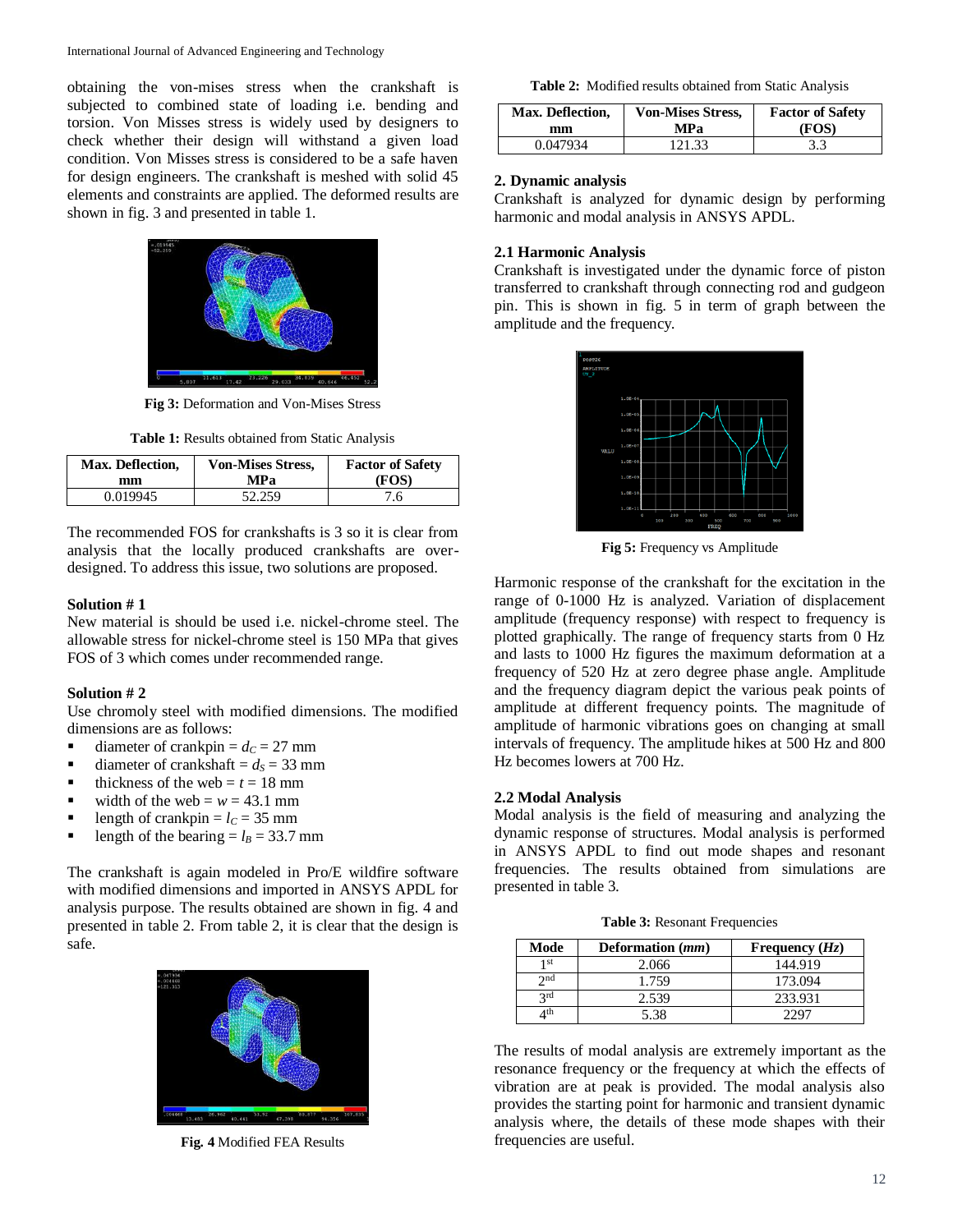obtaining the von-mises stress when the crankshaft is subjected to combined state of loading i.e. bending and torsion. Von Misses stress is widely used by designers to check whether their design will withstand a given load condition. Von Misses stress is considered to be a safe haven for design engineers. The crankshaft is meshed with solid 45 elements and constraints are applied. The deformed results are shown in fig. 3 and presented in table 1.

**Fig 3:** Deformation and Von-Mises Stress

**Table 1:** Results obtained from Static Analysis

| Max. Deflection, mm | Von-Mises Stress, MPa | Factor of Safety (FOS) |
|---|---|---|
| 0.019945 | 52.259 | 7.6 |

The recommended FOS for crankshafts is 3 so it is clear from analysis that the locally produced crankshafts are over-designed. To address this issue, two solutions are proposed.

**Solution # 1**

New material is should be used i.e. nickel-chrome steel. The allowable stress for nickel-chrome steel is 150 MPa that gives FOS of 3 which comes under recommended range.

**Solution # 2**

Use chromoly steel with modified dimensions. The modified dimensions are as follows:

- diameter of crankpin = $d_C$ = 27 mm
- diameter of crankshaft = $d_S$ = 33 mm
- thickness of the web = $t$ = 18 mm
- width of the web = $w$ = 43.1 mm
- length of crankpin = $l_C$ = 35 mm
- length of the bearing = $l_B$ = 33.7 mm

The crankshaft is again modeled in Pro/E wildfire software with modified dimensions and imported in ANSYS APDL for analysis purpose. The results obtained are shown in fig. 4 and presented in table 2. From table 2, it is clear that the design is safe.

**Fig. 4** Modified FEA Results

**Table 2:** Modified results obtained from Static Analysis

| Max. Deflection, mm | Von-Mises Stress, MPa | Factor of Safety (FOS) |
|---|---|---|
| 0.047934 | 121.33 | 3.3 |

## 2. Dynamic analysis

Crankshaft is analyzed for dynamic design by performing harmonic and modal analysis in ANSYS APDL.

### 2.1 Harmonic Analysis

Crankshaft is investigated under the dynamic force of piston transferred to crankshaft through connecting rod and gudgeon pin. This is shown in fig. 5 in term of graph between the amplitude and the frequency.

**Fig 5:** Frequency vs Amplitude

Harmonic response of the crankshaft for the excitation in the range of 0-1000 Hz is analyzed. Variation of displacement amplitude (frequency response) with respect to frequency is plotted graphically. The range of frequency starts from 0 Hz and lasts to 1000 Hz figures the maximum deformation at a frequency of 520 Hz at zero degree phase angle. Amplitude and the frequency diagram depict the various peak points of amplitude at different frequency points. The magnitude of amplitude of harmonic vibrations goes on changing at small intervals of frequency. The amplitude hikes at 500 Hz and 800 Hz becomes lowers at 700 Hz.

### 2.2 Modal Analysis

Modal analysis is the field of measuring and analyzing the dynamic response of structures. Modal analysis is performed in ANSYS APDL to find out mode shapes and resonant frequencies. The results obtained from simulations are presented in table 3.

**Table 3:** Resonant Frequencies

| Mode | Deformation (*mm*) | Frequency (*Hz*) |
|---|---|---|
| 1st | 2.066 | 144.919 |
| 2nd | 1.759 | 173.094 |
| 3rd | 2.539 | 233.931 |
| 4th | 5.38 | 2297 |

The results of modal analysis are extremely important as the resonance frequency or the frequency at which the effects of vibration are at peak is provided. The modal analysis also provides the starting point for harmonic and transient dynamic analysis where, the details of these mode shapes with their frequencies are useful.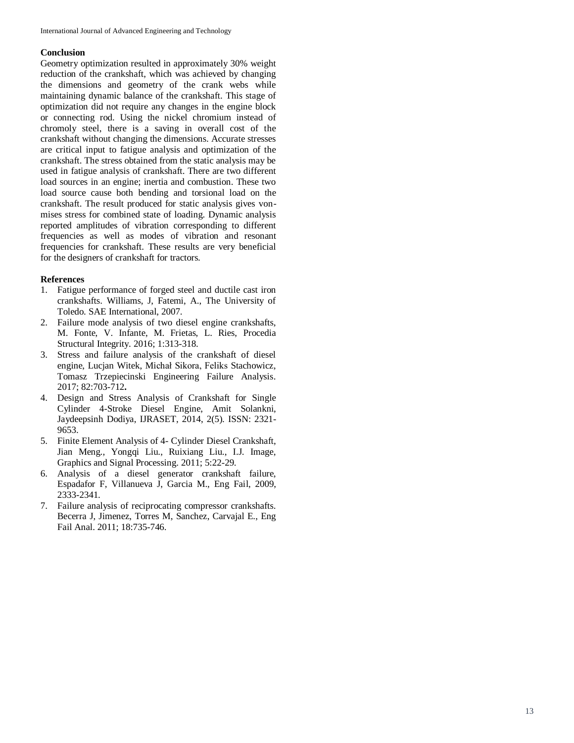## Conclusion

Geometry optimization resulted in approximately 30% weight reduction of the crankshaft, which was achieved by changing the dimensions and geometry of the crank webs while maintaining dynamic balance of the crankshaft. This stage of optimization did not require any changes in the engine block or connecting rod. Using the nickel chromium instead of chromoly steel, there is a saving in overall cost of the crankshaft without changing the dimensions. Accurate stresses are critical input to fatigue analysis and optimization of the crankshaft. The stress obtained from the static analysis may be used in fatigue analysis of crankshaft. There are two different load sources in an engine; inertia and combustion. These two load source cause both bending and torsional load on the crankshaft. The result produced for static analysis gives von-mises stress for combined state of loading. Dynamic analysis reported amplitudes of vibration corresponding to different frequencies as well as modes of vibration and resonant frequencies for crankshaft. These results are very beneficial for the designers of crankshaft for tractors.

## References

1. Fatigue performance of forged steel and ductile cast iron crankshafts. Williams, J, Fatemi, A., The University of Toledo. SAE International, 2007.
2. Failure mode analysis of two diesel engine crankshafts, M. Fonte, V. Infante, M. Frietas, L. Ries, Procedia Structural Integrity. 2016; 1:313-318.
3. Stress and failure analysis of the crankshaft of diesel engine, Lucjan Witek, Michał Sikora, Feliks Stachowicz, Tomasz Trzepiecinski Engineering Failure Analysis. 2017; 82:703-712**.**
4. Design and Stress Analysis of Crankshaft for Single Cylinder 4-Stroke Diesel Engine, Amit Solankni, Jaydeepsinh Dodiya, IJRASET, 2014, 2(5). ISSN: 2321-9653.
5. Finite Element Analysis of 4- Cylinder Diesel Crankshaft, Jian Meng., Yongqi Liu., Ruixiang Liu., I.J. Image, Graphics and Signal Processing. 2011; 5:22-29.
6. Analysis of a diesel generator crankshaft failure, Espadafor F, Villanueva J, Garcia M., Eng Fail, 2009, 2333-2341.
7. Failure analysis of reciprocating compressor crankshafts. Becerra J, Jimenez, Torres M, Sanchez, Carvajal E., Eng Fail Anal. 2011; 18:735-746.